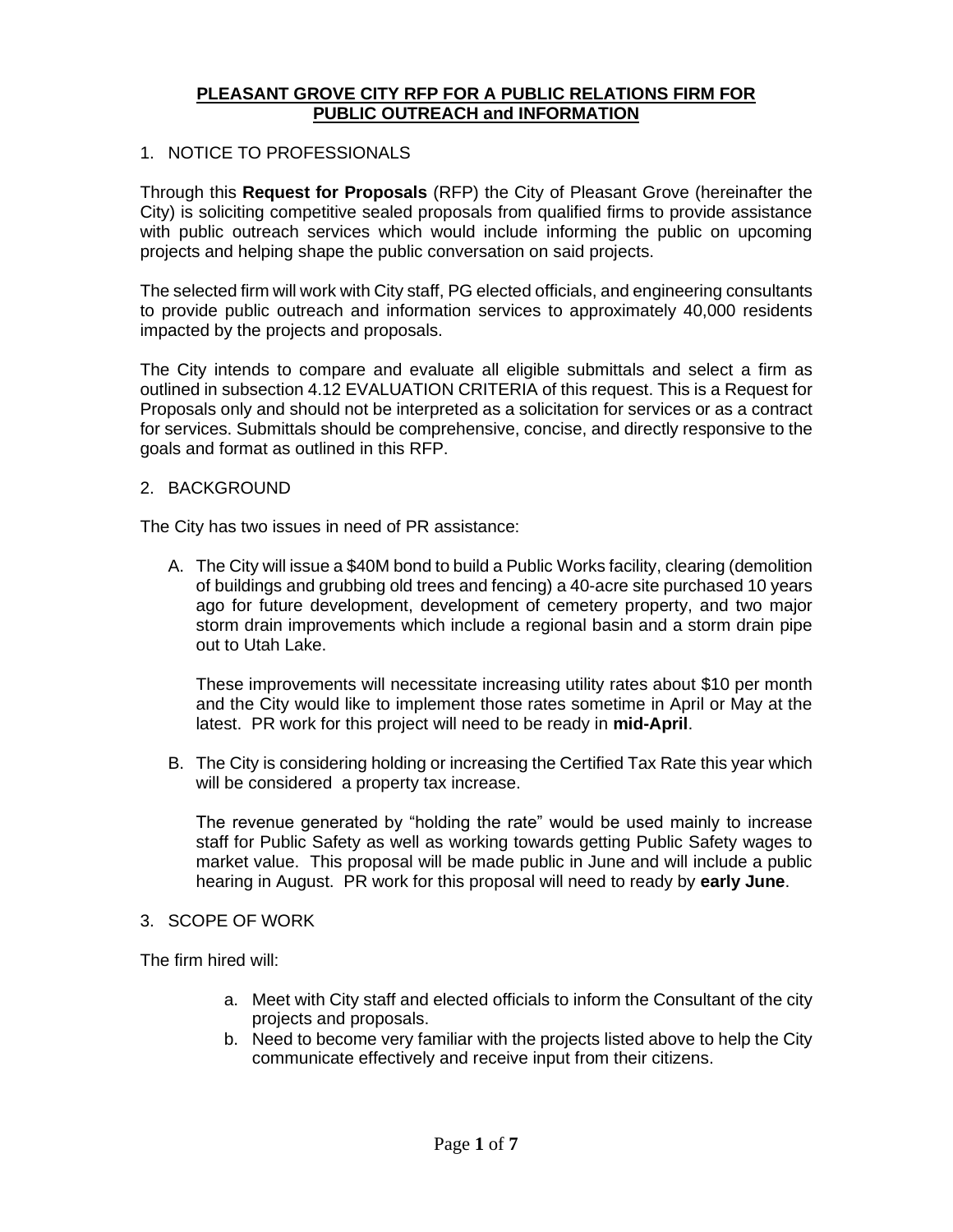# **PLEASANT GROVE CITY RFP FOR A PUBLIC RELATIONS FIRM FOR PUBLIC OUTREACH and INFORMATION**

## 1. NOTICE TO PROFESSIONALS

Through this **Request for Proposals** (RFP) the City of Pleasant Grove (hereinafter the City) is soliciting competitive sealed proposals from qualified firms to provide assistance with public outreach services which would include informing the public on upcoming projects and helping shape the public conversation on said projects.

The selected firm will work with City staff, PG elected officials, and engineering consultants to provide public outreach and information services to approximately 40,000 residents impacted by the projects and proposals.

The City intends to compare and evaluate all eligible submittals and select a firm as outlined in subsection 4.12 EVALUATION CRITERIA of this request. This is a Request for Proposals only and should not be interpreted as a solicitation for services or as a contract for services. Submittals should be comprehensive, concise, and directly responsive to the goals and format as outlined in this RFP.

## 2. BACKGROUND

The City has two issues in need of PR assistance:

A. The City will issue a $40M bond to build a Public Works facility, clearing (demolition of buildings and grubbing old trees and fencing) a 40-acre site purchased 10 years ago for future development, development of cemetery property, and two major storm drain improvements which include a regional basin and a storm drain pipe out to Utah Lake.

   These improvements will necessitate increasing utility rates about $10 per month and the City would like to implement those rates sometime in April or May at the latest. PR work for this project will need to be ready in **mid-April**.

B. The City is considering holding or increasing the Certified Tax Rate this year which will be considered a property tax increase.

   The revenue generated by "holding the rate" would be used mainly to increase staff for Public Safety as well as working towards getting Public Safety wages to market value. This proposal will be made public in June and will include a public hearing in August. PR work for this proposal will need to ready by **early June**.

## 3. SCOPE OF WORK

The firm hired will:

a. Meet with City staff and elected officials to inform the Consultant of the city projects and proposals.
b. Need to become very familiar with the projects listed above to help the City communicate effectively and receive input from their citizens.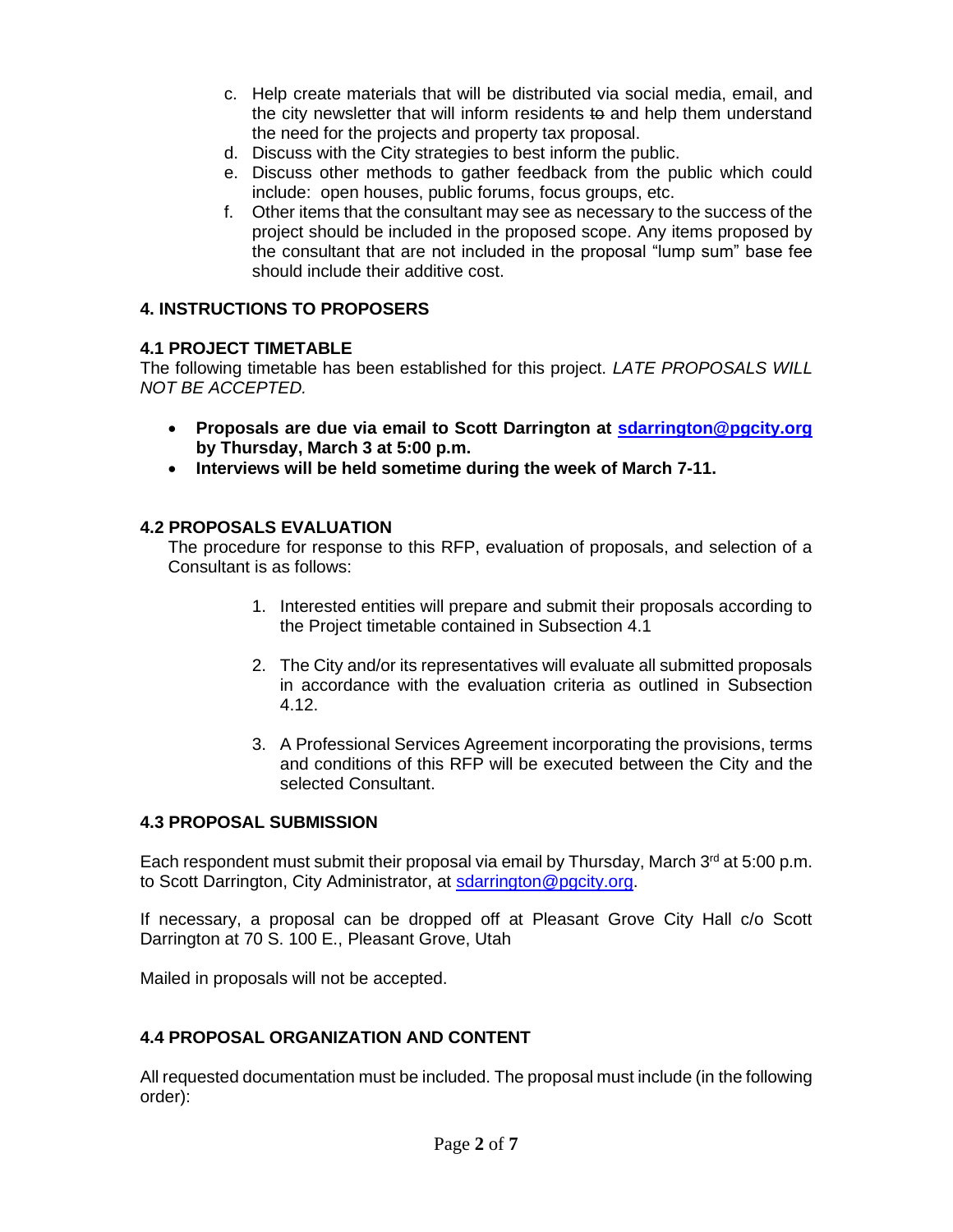c. Help create materials that will be distributed via social media, email, and the city newsletter that will inform residents ~~to~~ and help them understand the need for the projects and property tax proposal.
d. Discuss with the City strategies to best inform the public.
e. Discuss other methods to gather feedback from the public which could include: open houses, public forums, focus groups, etc.
f. Other items that the consultant may see as necessary to the success of the project should be included in the proposed scope. Any items proposed by the consultant that are not included in the proposal "lump sum" base fee should include their additive cost.

## 4. INSTRUCTIONS TO PROPOSERS

### 4.1 PROJECT TIMETABLE

The following timetable has been established for this project. *LATE PROPOSALS WILL NOT BE ACCEPTED.*

- **Proposals are due via email to Scott Darrington at sdarrington@pgcity.org by Thursday, March 3 at 5:00 p.m.**
- **Interviews will be held sometime during the week of March 7-11.**

### 4.2 PROPOSALS EVALUATION

The procedure for response to this RFP, evaluation of proposals, and selection of a Consultant is as follows:

1. Interested entities will prepare and submit their proposals according to the Project timetable contained in Subsection 4.1
2. The City and/or its representatives will evaluate all submitted proposals in accordance with the evaluation criteria as outlined in Subsection 4.12.
3. A Professional Services Agreement incorporating the provisions, terms and conditions of this RFP will be executed between the City and the selected Consultant.

### 4.3 PROPOSAL SUBMISSION

Each respondent must submit their proposal via email by Thursday, March 3rd at 5:00 p.m. to Scott Darrington, City Administrator, at sdarrington@pgcity.org.

If necessary, a proposal can be dropped off at Pleasant Grove City Hall c/o Scott Darrington at 70 S. 100 E., Pleasant Grove, Utah

Mailed in proposals will not be accepted.

### 4.4 PROPOSAL ORGANIZATION AND CONTENT

All requested documentation must be included. The proposal must include (in the following order):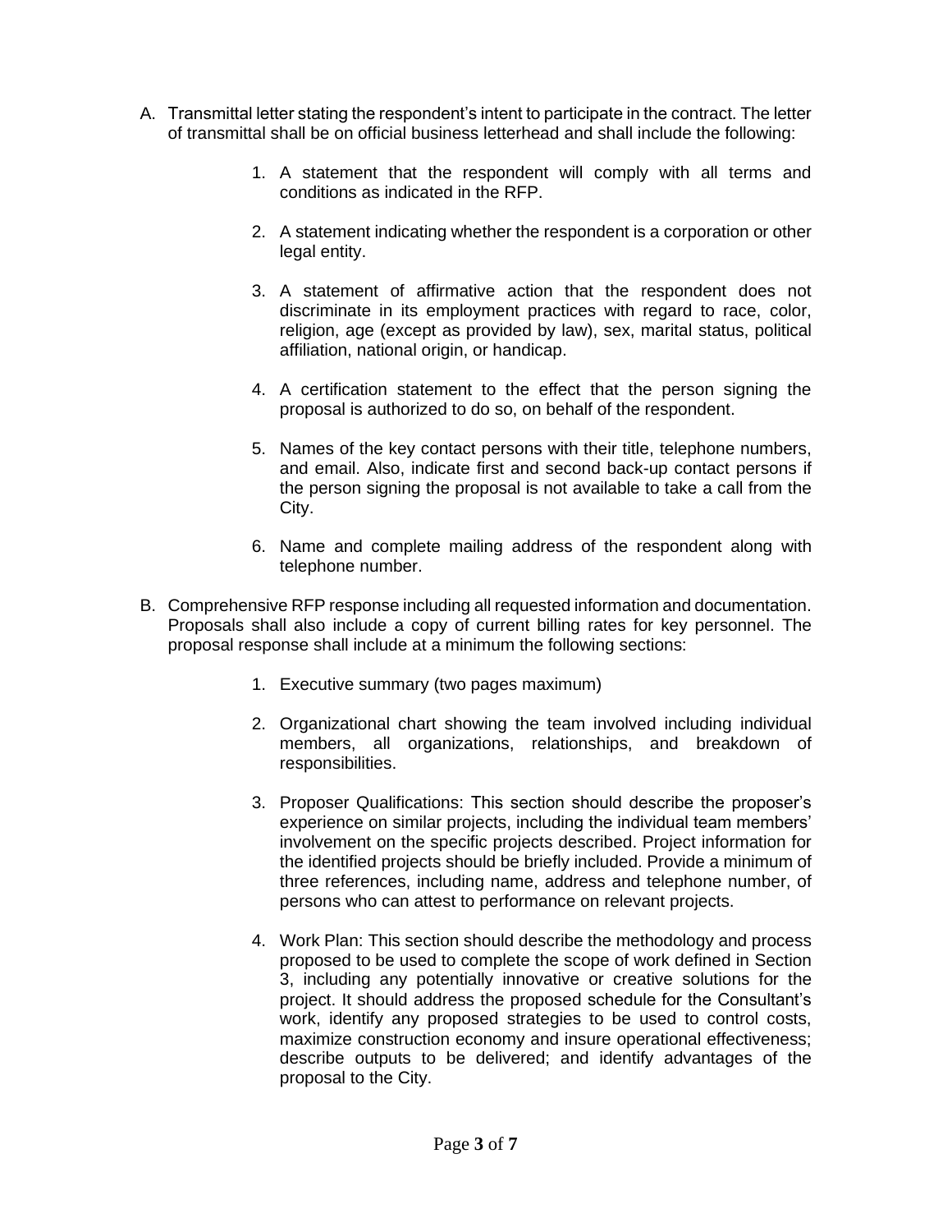A. Transmittal letter stating the respondent's intent to participate in the contract. The letter of transmittal shall be on official business letterhead and shall include the following:

   1. A statement that the respondent will comply with all terms and conditions as indicated in the RFP.

   2. A statement indicating whether the respondent is a corporation or other legal entity.

   3. A statement of affirmative action that the respondent does not discriminate in its employment practices with regard to race, color, religion, age (except as provided by law), sex, marital status, political affiliation, national origin, or handicap.

   4. A certification statement to the effect that the person signing the proposal is authorized to do so, on behalf of the respondent.

   5. Names of the key contact persons with their title, telephone numbers, and email. Also, indicate first and second back-up contact persons if the person signing the proposal is not available to take a call from the City.

   6. Name and complete mailing address of the respondent along with telephone number.

B. Comprehensive RFP response including all requested information and documentation. Proposals shall also include a copy of current billing rates for key personnel. The proposal response shall include at a minimum the following sections:

   1. Executive summary (two pages maximum)

   2. Organizational chart showing the team involved including individual members, all organizations, relationships, and breakdown of responsibilities.

   3. Proposer Qualifications: This section should describe the proposer's experience on similar projects, including the individual team members' involvement on the specific projects described. Project information for the identified projects should be briefly included. Provide a minimum of three references, including name, address and telephone number, of persons who can attest to performance on relevant projects.

   4. Work Plan: This section should describe the methodology and process proposed to be used to complete the scope of work defined in Section 3, including any potentially innovative or creative solutions for the project. It should address the proposed schedule for the Consultant's work, identify any proposed strategies to be used to control costs, maximize construction economy and insure operational effectiveness; describe outputs to be delivered; and identify advantages of the proposal to the City.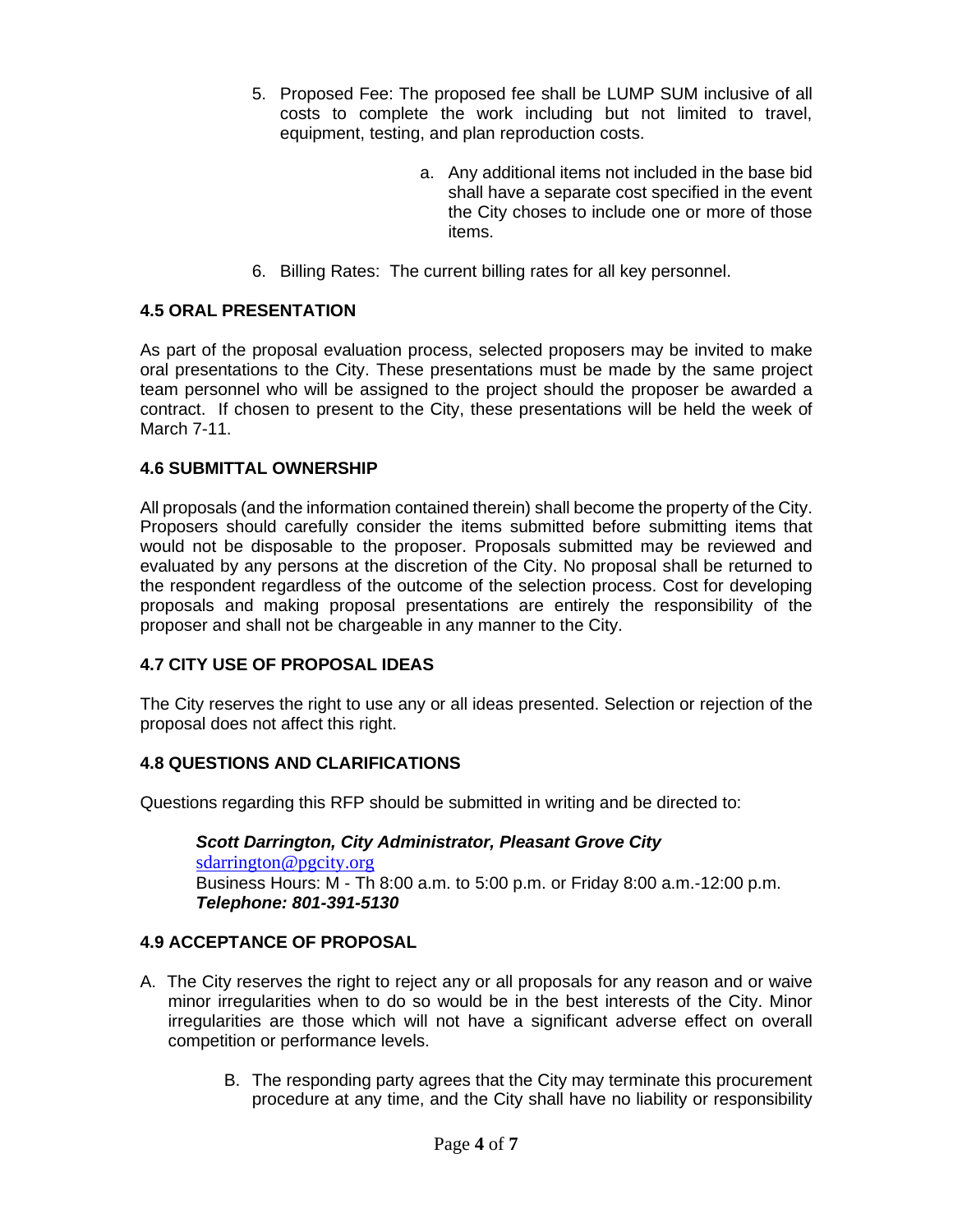5. Proposed Fee: The proposed fee shall be LUMP SUM inclusive of all costs to complete the work including but not limited to travel, equipment, testing, and plan reproduction costs.

    a. Any additional items not included in the base bid shall have a separate cost specified in the event the City choses to include one or more of those items.

6. Billing Rates: The current billing rates for all key personnel.

### 4.5 ORAL PRESENTATION

As part of the proposal evaluation process, selected proposers may be invited to make oral presentations to the City. These presentations must be made by the same project team personnel who will be assigned to the project should the proposer be awarded a contract. If chosen to present to the City, these presentations will be held the week of March 7-11.

### 4.6 SUBMITTAL OWNERSHIP

All proposals (and the information contained therein) shall become the property of the City. Proposers should carefully consider the items submitted before submitting items that would not be disposable to the proposer. Proposals submitted may be reviewed and evaluated by any persons at the discretion of the City. No proposal shall be returned to the respondent regardless of the outcome of the selection process. Cost for developing proposals and making proposal presentations are entirely the responsibility of the proposer and shall not be chargeable in any manner to the City.

### 4.7 CITY USE OF PROPOSAL IDEAS

The City reserves the right to use any or all ideas presented. Selection or rejection of the proposal does not affect this right.

### 4.8 QUESTIONS AND CLARIFICATIONS

Questions regarding this RFP should be submitted in writing and be directed to:

***Scott Darrington, City Administrator, Pleasant Grove City***
sdarrington@pgcity.org
Business Hours: M - Th 8:00 a.m. to 5:00 p.m. or Friday 8:00 a.m.-12:00 p.m.
***Telephone: 801-391-5130***

### 4.9 ACCEPTANCE OF PROPOSAL

A. The City reserves the right to reject any or all proposals for any reason and or waive minor irregularities when to do so would be in the best interests of the City. Minor irregularities are those which will not have a significant adverse effect on overall competition or performance levels.

B. The responding party agrees that the City may terminate this procurement procedure at any time, and the City shall have no liability or responsibility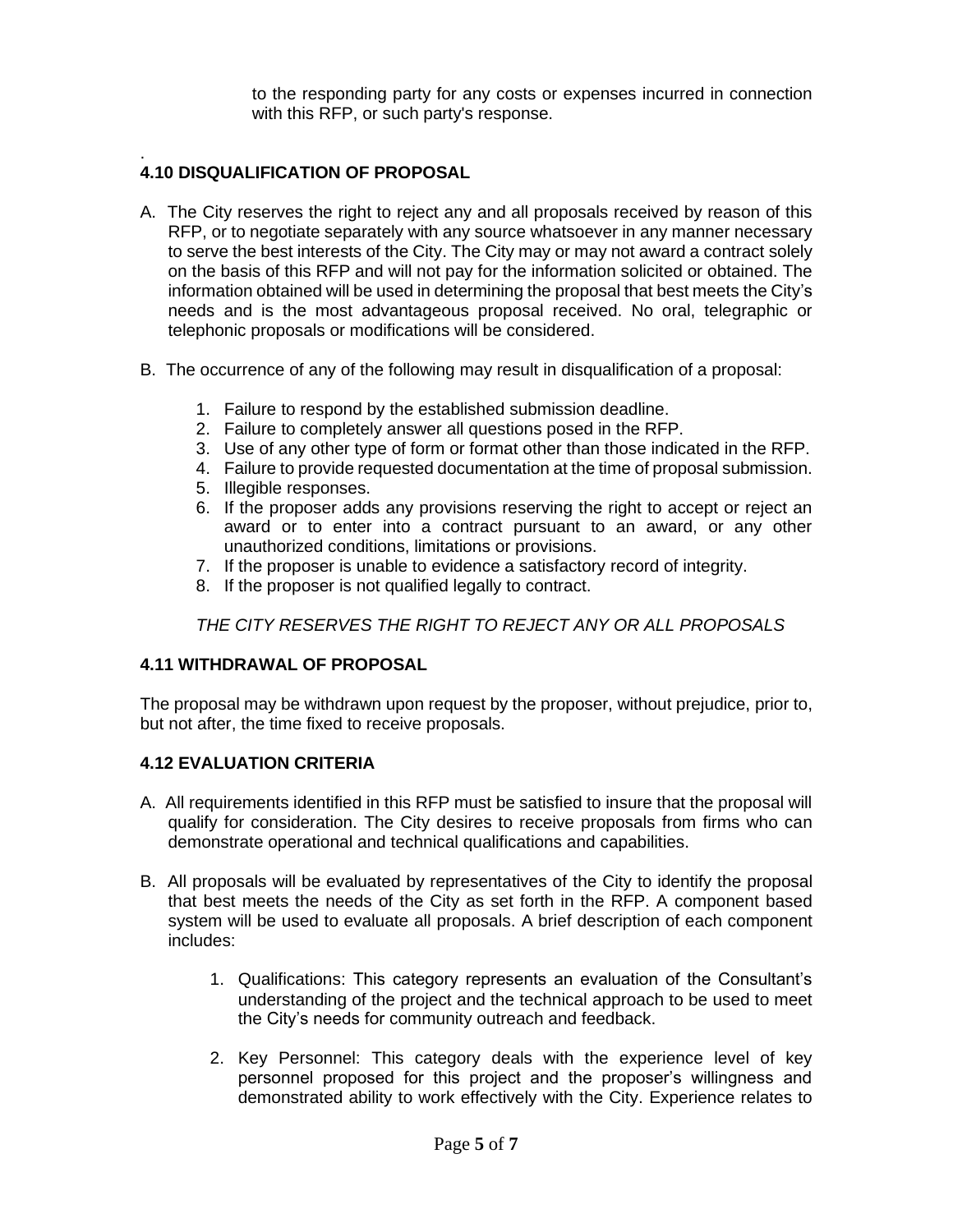to the responding party for any costs or expenses incurred in connection with this RFP, or such party's response.

.

### 4.10 DISQUALIFICATION OF PROPOSAL

A. The City reserves the right to reject any and all proposals received by reason of this RFP, or to negotiate separately with any source whatsoever in any manner necessary to serve the best interests of the City. The City may or may not award a contract solely on the basis of this RFP and will not pay for the information solicited or obtained. The information obtained will be used in determining the proposal that best meets the City's needs and is the most advantageous proposal received. No oral, telegraphic or telephonic proposals or modifications will be considered.

B. The occurrence of any of the following may result in disqualification of a proposal:

1. Failure to respond by the established submission deadline.
2. Failure to completely answer all questions posed in the RFP.
3. Use of any other type of form or format other than those indicated in the RFP.
4. Failure to provide requested documentation at the time of proposal submission.
5. Illegible responses.
6. If the proposer adds any provisions reserving the right to accept or reject an award or to enter into a contract pursuant to an award, or any other unauthorized conditions, limitations or provisions.
7. If the proposer is unable to evidence a satisfactory record of integrity.
8. If the proposer is not qualified legally to contract.

*THE CITY RESERVES THE RIGHT TO REJECT ANY OR ALL PROPOSALS*

### 4.11 WITHDRAWAL OF PROPOSAL

The proposal may be withdrawn upon request by the proposer, without prejudice, prior to, but not after, the time fixed to receive proposals.

### 4.12 EVALUATION CRITERIA

A. All requirements identified in this RFP must be satisfied to insure that the proposal will qualify for consideration. The City desires to receive proposals from firms who can demonstrate operational and technical qualifications and capabilities.

B. All proposals will be evaluated by representatives of the City to identify the proposal that best meets the needs of the City as set forth in the RFP. A component based system will be used to evaluate all proposals. A brief description of each component includes:

1. Qualifications: This category represents an evaluation of the Consultant's understanding of the project and the technical approach to be used to meet the City's needs for community outreach and feedback.

2. Key Personnel: This category deals with the experience level of key personnel proposed for this project and the proposer's willingness and demonstrated ability to work effectively with the City. Experience relates to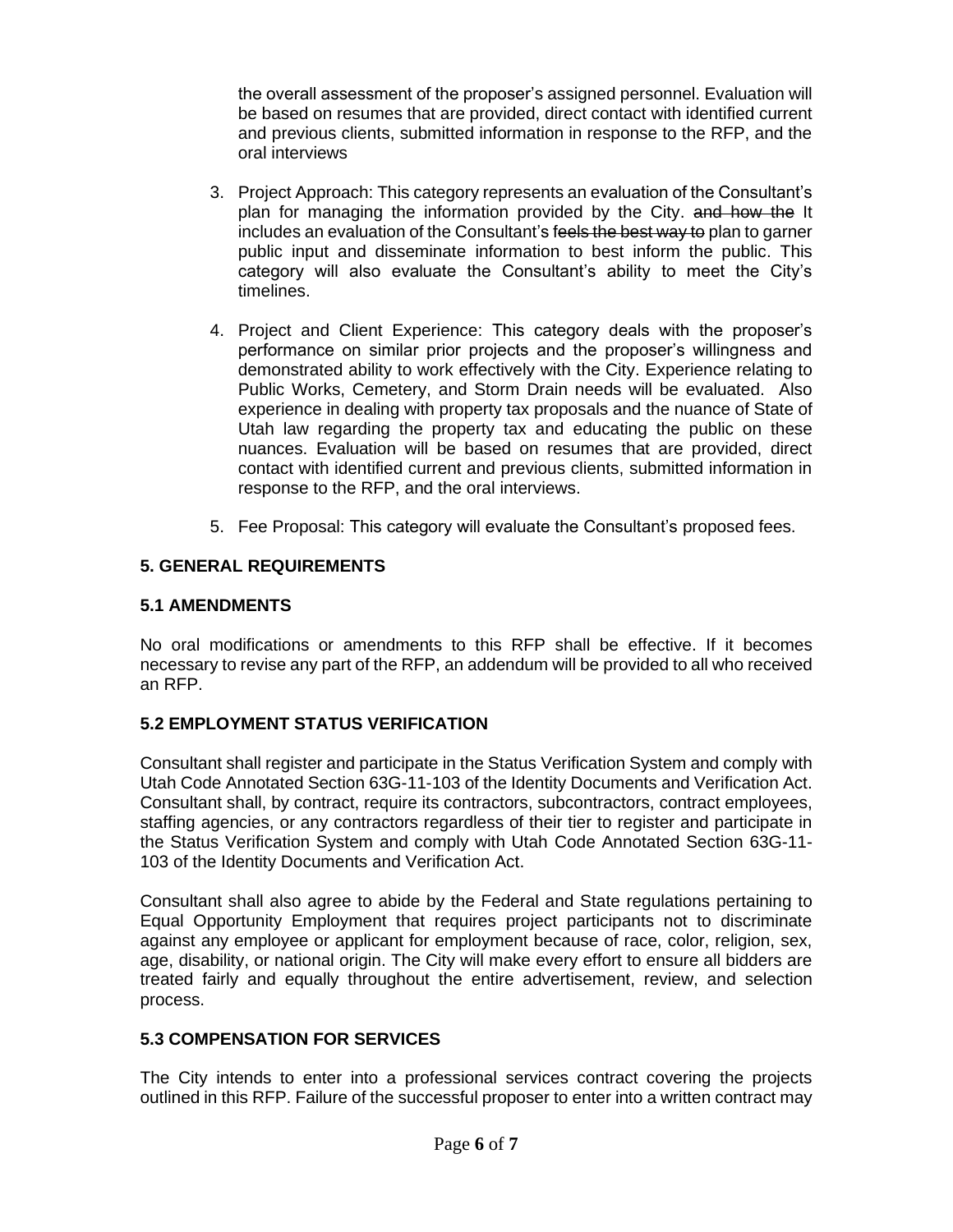the overall assessment of the proposer's assigned personnel. Evaluation will be based on resumes that are provided, direct contact with identified current and previous clients, submitted information in response to the RFP, and the oral interviews

3. Project Approach: This category represents an evaluation of the Consultant's plan for managing the information provided by the City. ~~and how the~~ It includes an evaluation of the Consultant's ~~feels the best way to~~ plan to garner public input and disseminate information to best inform the public. This category will also evaluate the Consultant's ability to meet the City's timelines.

4. Project and Client Experience: This category deals with the proposer's performance on similar prior projects and the proposer's willingness and demonstrated ability to work effectively with the City. Experience relating to Public Works, Cemetery, and Storm Drain needs will be evaluated. Also experience in dealing with property tax proposals and the nuance of State of Utah law regarding the property tax and educating the public on these nuances. Evaluation will be based on resumes that are provided, direct contact with identified current and previous clients, submitted information in response to the RFP, and the oral interviews.

5. Fee Proposal: This category will evaluate the Consultant's proposed fees.

## 5. GENERAL REQUIREMENTS

### 5.1 AMENDMENTS

No oral modifications or amendments to this RFP shall be effective. If it becomes necessary to revise any part of the RFP, an addendum will be provided to all who received an RFP.

### 5.2 EMPLOYMENT STATUS VERIFICATION

Consultant shall register and participate in the Status Verification System and comply with Utah Code Annotated Section 63G-11-103 of the Identity Documents and Verification Act. Consultant shall, by contract, require its contractors, subcontractors, contract employees, staffing agencies, or any contractors regardless of their tier to register and participate in the Status Verification System and comply with Utah Code Annotated Section 63G-11-103 of the Identity Documents and Verification Act.

Consultant shall also agree to abide by the Federal and State regulations pertaining to Equal Opportunity Employment that requires project participants not to discriminate against any employee or applicant for employment because of race, color, religion, sex, age, disability, or national origin. The City will make every effort to ensure all bidders are treated fairly and equally throughout the entire advertisement, review, and selection process.

### 5.3 COMPENSATION FOR SERVICES

The City intends to enter into a professional services contract covering the projects outlined in this RFP. Failure of the successful proposer to enter into a written contract may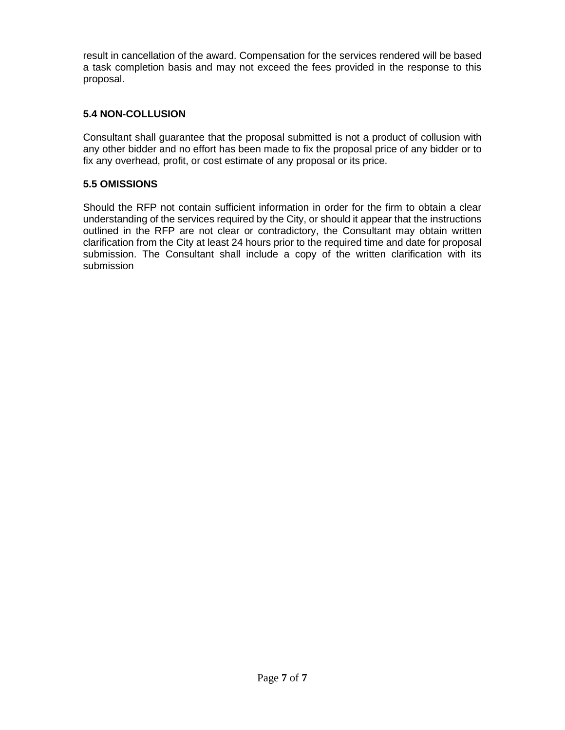result in cancellation of the award. Compensation for the services rendered will be based a task completion basis and may not exceed the fees provided in the response to this proposal.

### 5.4 NON-COLLUSION

Consultant shall guarantee that the proposal submitted is not a product of collusion with any other bidder and no effort has been made to fix the proposal price of any bidder or to fix any overhead, profit, or cost estimate of any proposal or its price.

### 5.5 OMISSIONS

Should the RFP not contain sufficient information in order for the firm to obtain a clear understanding of the services required by the City, or should it appear that the instructions outlined in the RFP are not clear or contradictory, the Consultant may obtain written clarification from the City at least 24 hours prior to the required time and date for proposal submission. The Consultant shall include a copy of the written clarification with its submission